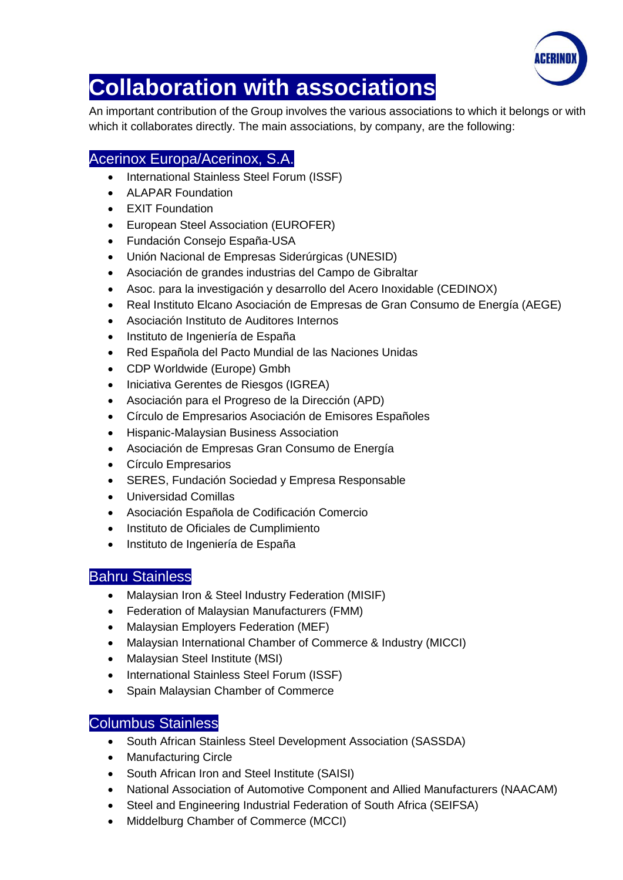# Collaboration with associations

An important contribution of the Group involves the various associations to which it belongs or with which it collaborates directly. The main associations, by company, are the following:

## Acerinox Europa/Acerinox, S.A.

- International Stainless Steel Forum (ISSF)
- ALAPAR Foundation
- EXIT Foundation
- European Steel Association (EUROFER)
- Fundación Consejo España-USA
- Unión Nacional de Empresas Siderúrgicas (UNESID)
- Asociación de grandes industrias del Campo de Gibraltar
- Asoc. para la investigación y desarrollo del Acero Inoxidable (CEDINOX)
- Real Instituto Elcano Asociación de Empresas de Gran Consumo de Energía (AEGE)
- Asociación Instituto de Auditores Internos
- Instituto de Ingeniería de España
- Red Española del Pacto Mundial de las Naciones Unidas
- CDP Worldwide (Europe) Gmbh
- Iniciativa Gerentes de Riesgos (IGREA)
- Asociación para el Progreso de la Dirección (APD)
- Círculo de Empresarios Asociación de Emisores Españoles
- Hispanic-Malaysian Business Association
- Asociación de Empresas Gran Consumo de Energía
- Círculo Empresarios
- SERES, Fundación Sociedad y Empresa Responsable
- Universidad Comillas
- Asociación Española de Codificación Comercio
- Instituto de Oficiales de Cumplimiento
- Instituto de Ingeniería de España

## Bahru Stainless

- Malaysian Iron & Steel Industry Federation (MISIF)
- Federation of Malaysian Manufacturers (FMM)
- Malaysian Employers Federation (MEF)
- Malaysian International Chamber of Commerce & Industry (MICCI)
- Malaysian Steel Institute (MSI)
- International Stainless Steel Forum (ISSF)
- Spain Malaysian Chamber of Commerce

## Columbus Stainless

- South African Stainless Steel Development Association (SASSDA)
- Manufacturing Circle
- South African Iron and Steel Institute (SAISI)
- National Association of Automotive Component and Allied Manufacturers (NAACAM)
- Steel and Engineering Industrial Federation of South Africa (SEIFSA)
- Middelburg Chamber of Commerce (MCCI)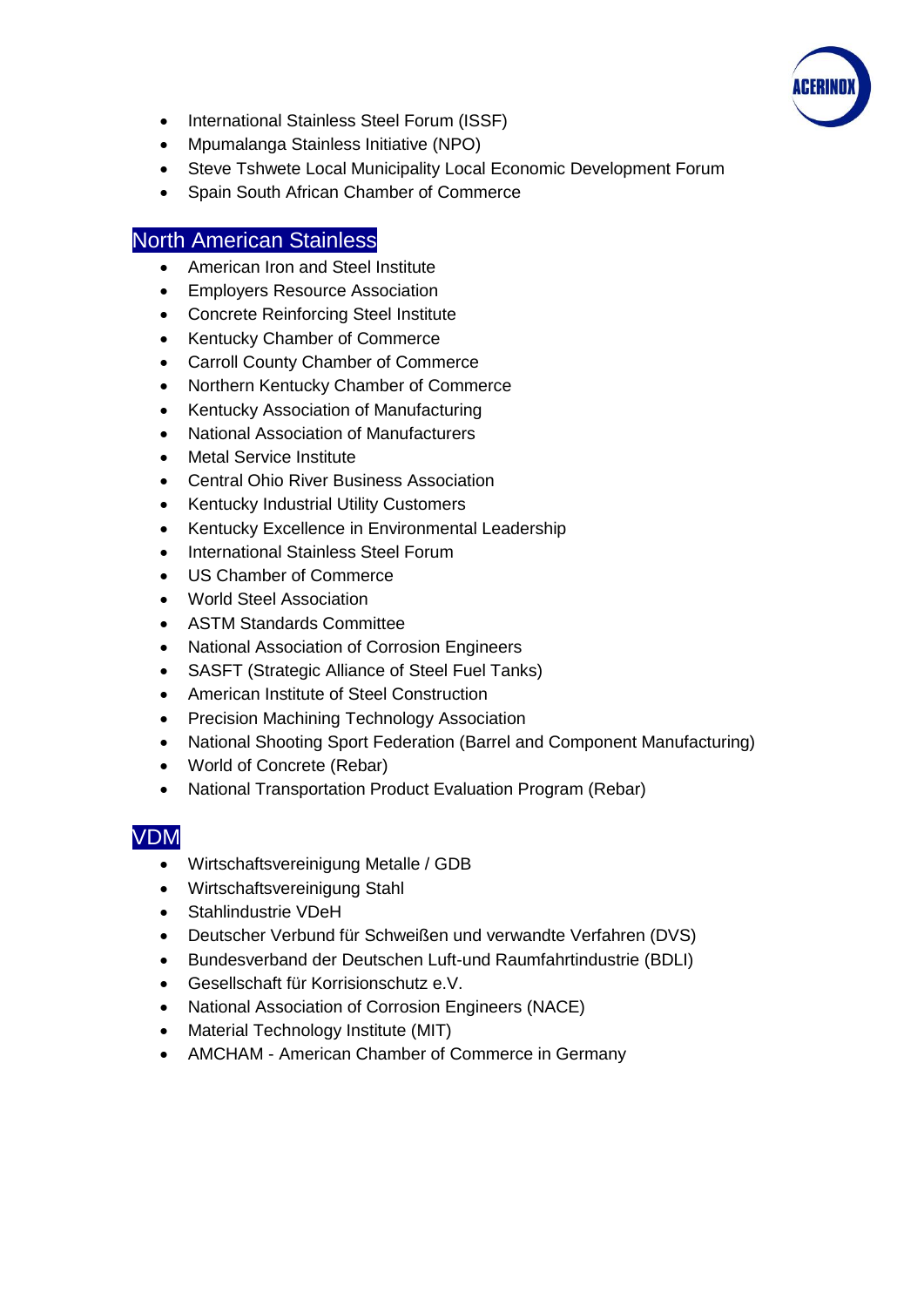- International Stainless Steel Forum (ISSF)
- Mpumalanga Stainless Initiative (NPO)
- Steve Tshwete Local Municipality Local Economic Development Forum
- Spain South African Chamber of Commerce

## North American Stainless

- American Iron and Steel Institute
- Employers Resource Association
- Concrete Reinforcing Steel Institute
- Kentucky Chamber of Commerce
- Carroll County Chamber of Commerce
- Northern Kentucky Chamber of Commerce
- Kentucky Association of Manufacturing
- National Association of Manufacturers
- Metal Service Institute
- Central Ohio River Business Association
- Kentucky Industrial Utility Customers
- Kentucky Excellence in Environmental Leadership
- International Stainless Steel Forum
- US Chamber of Commerce
- World Steel Association
- ASTM Standards Committee
- National Association of Corrosion Engineers
- SASFT (Strategic Alliance of Steel Fuel Tanks)
- American Institute of Steel Construction
- Precision Machining Technology Association
- National Shooting Sport Federation (Barrel and Component Manufacturing)
- World of Concrete (Rebar)
- National Transportation Product Evaluation Program (Rebar)

## VDM

- Wirtschaftsvereinigung Metalle / GDB
- Wirtschaftsvereinigung Stahl
- Stahlindustrie VDeH
- Deutscher Verbund für Schweißen und verwandte Verfahren (DVS)
- Bundesverband der Deutschen Luft-und Raumfahrtindustrie (BDLI)
- Gesellschaft für Korrisionschutz e.V.
- National Association of Corrosion Engineers (NACE)
- Material Technology Institute (MIT)
- AMCHAM - American Chamber of Commerce in Germany